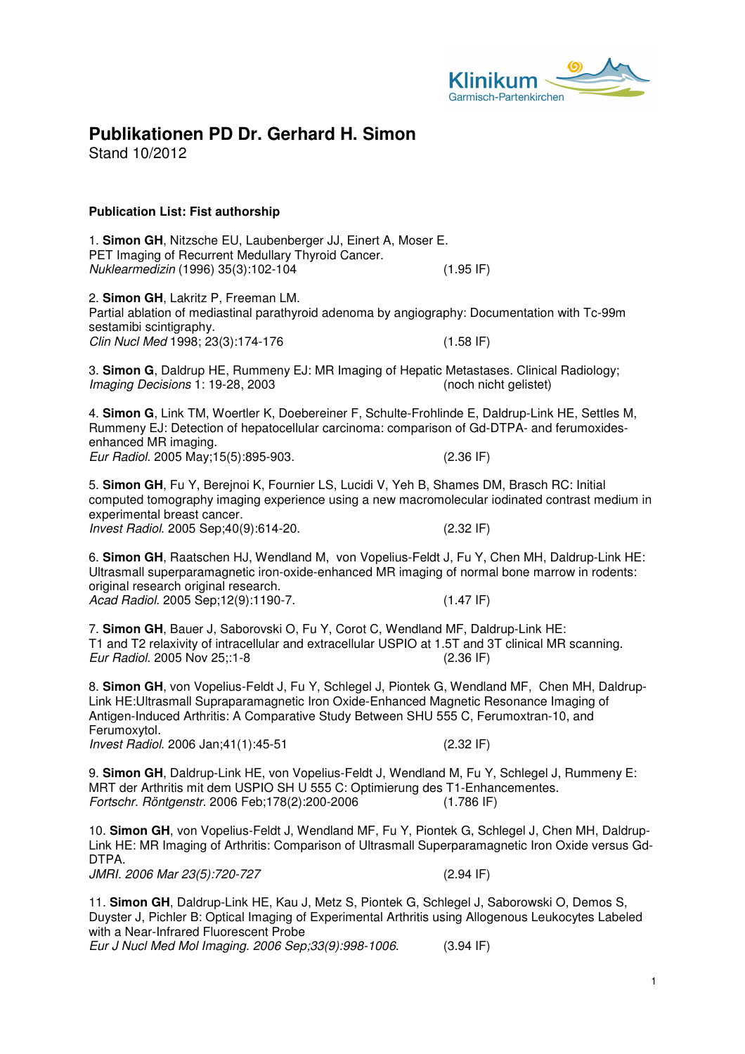# Publikationen PD Dr. Gerhard H. Simon

Stand 10/2012

**Publication List: Fist authorship**

1. **Simon GH**, Nitzsche EU, Laubenberger JJ, Einert A, Moser E.
PET Imaging of Recurrent Medullary Thyroid Cancer.
*Nuklearmedizin* (1996) 35(3):102-104 (1.95 IF)

2. **Simon GH**, Lakritz P, Freeman LM.
Partial ablation of mediastinal parathyroid adenoma by angiography: Documentation with Tc-99m sestamibi scintigraphy.
*Clin Nucl Med* 1998; 23(3):174-176 (1.58 IF)

3. **Simon G**, Daldrup HE, Rummeny EJ: MR Imaging of Hepatic Metastases. Clinical Radiology; *Imaging Decisions* 1: 19-28, 2003 (noch nicht gelistet)

4. **Simon G**, Link TM, Woertler K, Doebereiner F, Schulte-Frohlinde E, Daldrup-Link HE, Settles M, Rummeny EJ: Detection of hepatocellular carcinoma: comparison of Gd-DTPA- and ferumoxides-enhanced MR imaging.
*Eur Radiol.* 2005 May;15(5):895-903. (2.36 IF)

5. **Simon GH**, Fu Y, Berejnoi K, Fournier LS, Lucidi V, Yeh B, Shames DM, Brasch RC: Initial computed tomography imaging experience using a new macromolecular iodinated contrast medium in experimental breast cancer.
*Invest Radiol.* 2005 Sep;40(9):614-20. (2.32 IF)

6. **Simon GH**, Raatschen HJ, Wendland M, von Vopelius-Feldt J, Fu Y, Chen MH, Daldrup-Link HE: Ultrasmall superparamagnetic iron-oxide-enhanced MR imaging of normal bone marrow in rodents: original research original research.
*Acad Radiol.* 2005 Sep;12(9):1190-7. (1.47 IF)

7. **Simon GH**, Bauer J, Saborovski O, Fu Y, Corot C, Wendland MF, Daldrup-Link HE:
T1 and T2 relaxivity of intracellular and extracellular USPIO at 1.5T and 3T clinical MR scanning.
*Eur Radiol.* 2005 Nov 25;:1-8 (2.36 IF)

8. **Simon GH**, von Vopelius-Feldt J, Fu Y, Schlegel J, Piontek G, Wendland MF, Chen MH, Daldrup-Link HE:Ultrasmall Supraparamagnetic Iron Oxide-Enhanced Magnetic Resonance Imaging of Antigen-Induced Arthritis: A Comparative Study Between SHU 555 C, Ferumoxtran-10, and Ferumoxytol.
*Invest Radiol.* 2006 Jan;41(1):45-51 (2.32 IF)

9. **Simon GH**, Daldrup-Link HE, von Vopelius-Feldt J, Wendland M, Fu Y, Schlegel J, Rummeny E: MRT der Arthritis mit dem USPIO SH U 555 C: Optimierung des T1-Enhancementes.
*Fortschr. Röntgenstr.* 2006 Feb;178(2):200-2006 (1.786 IF)

10. **Simon GH**, von Vopelius-Feldt J, Wendland MF, Fu Y, Piontek G, Schlegel J, Chen MH, Daldrup-Link HE: MR Imaging of Arthritis: Comparison of Ultrasmall Superparamagnetic Iron Oxide versus Gd-DTPA.
*JMRI. 2006 Mar 23(5):720-727* (2.94 IF)

11. **Simon GH**, Daldrup-Link HE, Kau J, Metz S, Piontek G, Schlegel J, Saborowski O, Demos S, Duyster J, Pichler B: Optical Imaging of Experimental Arthritis using Allogenous Leukocytes Labeled with a Near-Infrared Fluorescent Probe
*Eur J Nucl Med Mol Imaging. 2006 Sep;33(9):998-1006.* (3.94 IF)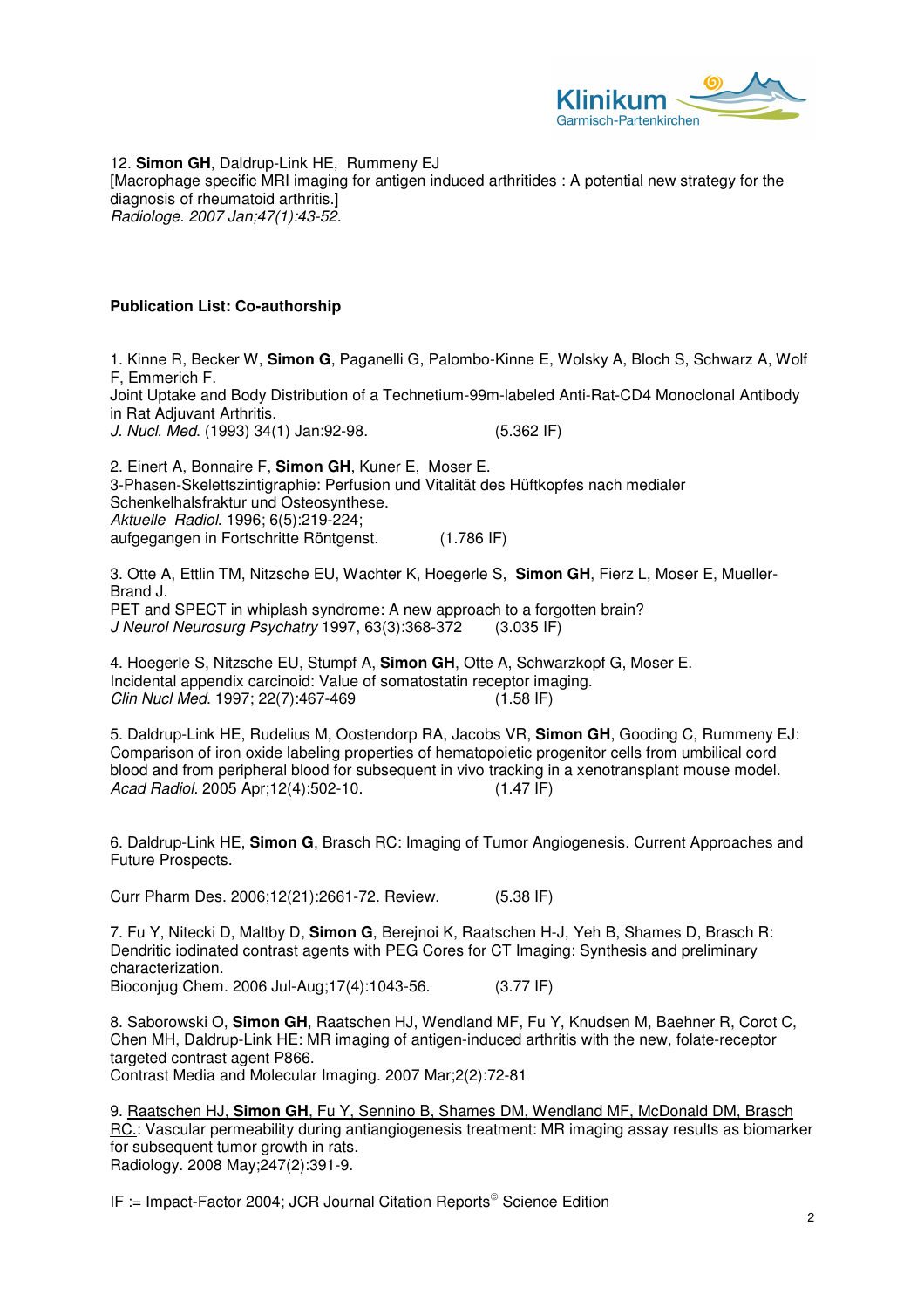12. **Simon GH**, Daldrup-Link HE, Rummeny EJ
[Macrophage specific MRI imaging for antigen induced arthritides : A potential new strategy for the diagnosis of rheumatoid arthritis.]
*Radiologe. 2007 Jan;47(1):43-52.*

**Publication List: Co-authorship**

1. Kinne R, Becker W, **Simon G**, Paganelli G, Palombo-Kinne E, Wolsky A, Bloch S, Schwarz A, Wolf F, Emmerich F.
Joint Uptake and Body Distribution of a Technetium-99m-labeled Anti-Rat-CD4 Monoclonal Antibody in Rat Adjuvant Arthritis.
*J. Nucl. Med.* (1993) 34(1) Jan:92-98. (5.362 IF)

2. Einert A, Bonnaire F, **Simon GH**, Kuner E, Moser E.
3-Phasen-Skelettszintigraphie: Perfusion und Vitalität des Hüftkopfes nach medialer Schenkelhalsfraktur und Osteosynthese.
*Aktuelle Radiol.* 1996; 6(5):219-224;
aufgegangen in Fortschritte Röntgenst. (1.786 IF)

3. Otte A, Ettlin TM, Nitzsche EU, Wachter K, Hoegerle S, **Simon GH**, Fierz L, Moser E, Mueller-Brand J.
PET and SPECT in whiplash syndrome: A new approach to a forgotten brain?
*J Neurol Neurosurg Psychatry* 1997, 63(3):368-372 (3.035 IF)

4. Hoegerle S, Nitzsche EU, Stumpf A, **Simon GH**, Otte A, Schwarzkopf G, Moser E.
Incidental appendix carcinoid: Value of somatostatin receptor imaging.
*Clin Nucl Med.* 1997; 22(7):467-469 (1.58 IF)

5. Daldrup-Link HE, Rudelius M, Oostendorp RA, Jacobs VR, **Simon GH**, Gooding C, Rummeny EJ: Comparison of iron oxide labeling properties of hematopoietic progenitor cells from umbilical cord blood and from peripheral blood for subsequent in vivo tracking in a xenotransplant mouse model.
*Acad Radiol.* 2005 Apr;12(4):502-10. (1.47 IF)

6. Daldrup-Link HE, **Simon G**, Brasch RC: Imaging of Tumor Angiogenesis. Current Approaches and Future Prospects.

Curr Pharm Des. 2006;12(21):2661-72. Review. (5.38 IF)

7. Fu Y, Nitecki D, Maltby D, **Simon G**, Berejnoi K, Raatschen H-J, Yeh B, Shames D, Brasch R: Dendritic iodinated contrast agents with PEG Cores for CT Imaging: Synthesis and preliminary characterization.
Bioconjug Chem. 2006 Jul-Aug;17(4):1043-56. (3.77 IF)

8. Saborowski O, **Simon GH**, Raatschen HJ, Wendland MF, Fu Y, Knudsen M, Baehner R, Corot C, Chen MH, Daldrup-Link HE: MR imaging of antigen-induced arthritis with the new, folate-receptor targeted contrast agent P866.
Contrast Media and Molecular Imaging. 2007 Mar;2(2):72-81

9. Raatschen HJ, **Simon GH**, Fu Y, Sennino B, Shames DM, Wendland MF, McDonald DM, Brasch RC.: Vascular permeability during antiangiogenesis treatment: MR imaging assay results as biomarker for subsequent tumor growth in rats.
Radiology. 2008 May;247(2):391-9.

IF := Impact-Factor 2004; JCR Journal Citation Reports© Science Edition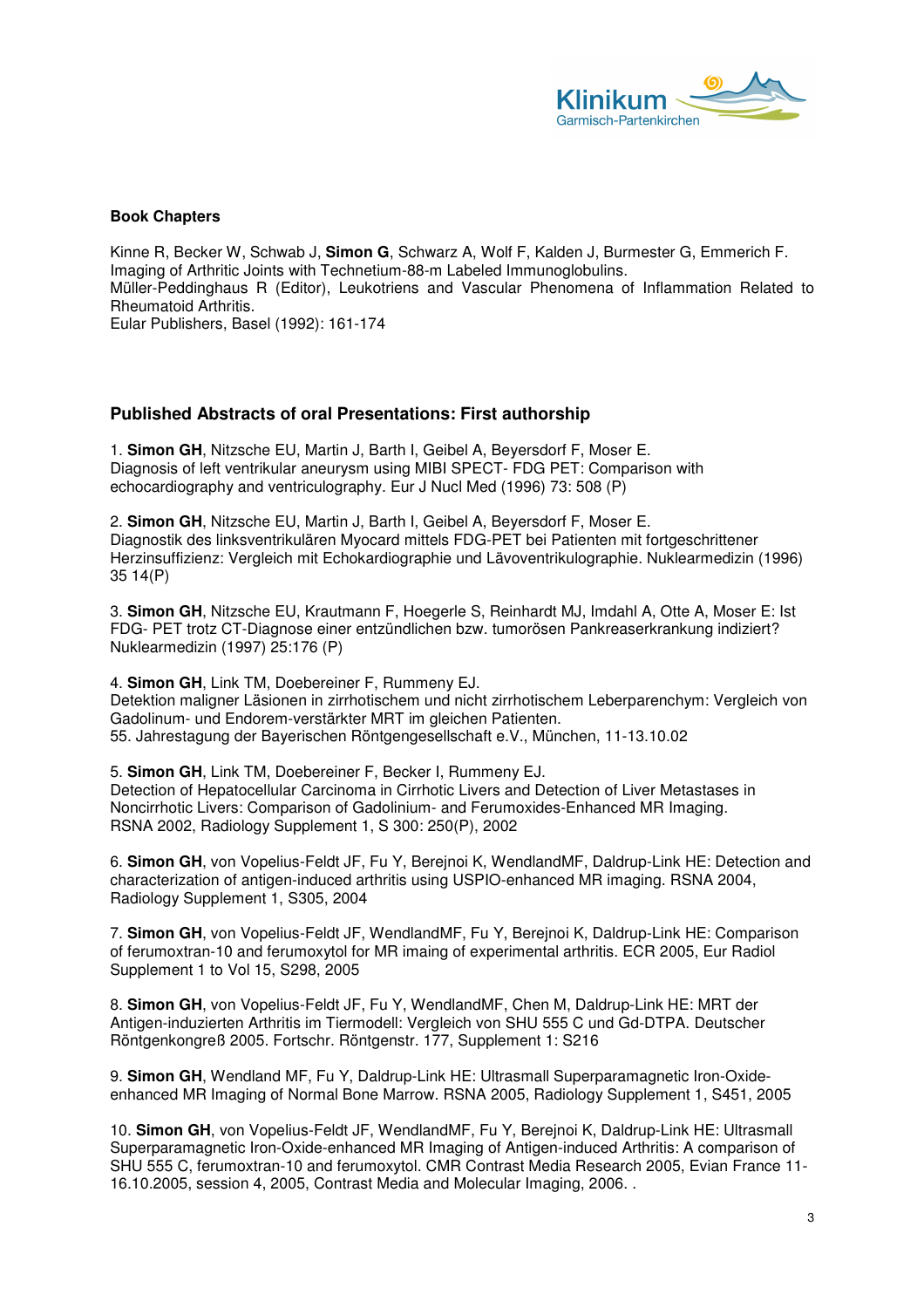**Book Chapters**

Kinne R, Becker W, Schwab J, **Simon G**, Schwarz A, Wolf F, Kalden J, Burmester G, Emmerich F. Imaging of Arthritic Joints with Technetium-88-m Labeled Immunoglobulins.
Müller-Peddinghaus R (Editor), Leukotriens and Vascular Phenomena of Inflammation Related to Rheumatoid Arthritis.
Eular Publishers, Basel (1992): 161-174

**Published Abstracts of oral Presentations: First authorship**

1. **Simon GH**, Nitzsche EU, Martin J, Barth I, Geibel A, Beyersdorf F, Moser E.
Diagnosis of left ventrikular aneurysm using MIBI SPECT- FDG PET: Comparison with echocardiography and ventriculography. Eur J Nucl Med (1996) 73: 508 (P)

2. **Simon GH**, Nitzsche EU, Martin J, Barth I, Geibel A, Beyersdorf F, Moser E.
Diagnostik des linksventrikulären Myocard mittels FDG-PET bei Patienten mit fortgeschrittener Herzinsuffizienz: Vergleich mit Echokardiographie und Lävoventrikulographie. Nuklearmedizin (1996) 35 14(P)

3. **Simon GH**, Nitzsche EU, Krautmann F, Hoegerle S, Reinhardt MJ, Imdahl A, Otte A, Moser E: Ist FDG- PET trotz CT-Diagnose einer entzündlichen bzw. tumorösen Pankreaserkrankung indiziert? Nuklearmedizin (1997) 25:176 (P)

4. **Simon GH**, Link TM, Doebereiner F, Rummeny EJ.
Detektion maligner Läsionen in zirrhotischem und nicht zirrhotischem Leberparenchym: Vergleich von Gadolinum- und Endorem-verstärkter MRT im gleichen Patienten.
55. Jahrestagung der Bayerischen Röntgengesellschaft e.V., München, 11-13.10.02

5. **Simon GH**, Link TM, Doebereiner F, Becker I, Rummeny EJ.
Detection of Hepatocellular Carcinoma in Cirrhotic Livers and Detection of Liver Metastases in Noncirrhotic Livers: Comparison of Gadolinium- and Ferumoxides-Enhanced MR Imaging.
RSNA 2002, Radiology Supplement 1, S 300: 250(P), 2002

6. **Simon GH**, von Vopelius-Feldt JF, Fu Y, Berejnoi K, WendlandMF, Daldrup-Link HE: Detection and characterization of antigen-induced arthritis using USPIO-enhanced MR imaging. RSNA 2004, Radiology Supplement 1, S305, 2004

7. **Simon GH**, von Vopelius-Feldt JF, WendlandMF, Fu Y, Berejnoi K, Daldrup-Link HE: Comparison of ferumoxtran-10 and ferumoxytol for MR imaing of experimental arthritis. ECR 2005, Eur Radiol Supplement 1 to Vol 15, S298, 2005

8. **Simon GH**, von Vopelius-Feldt JF, Fu Y, WendlandMF, Chen M, Daldrup-Link HE: MRT der Antigen-induzierten Arthritis im Tiermodell: Vergleich von SHU 555 C und Gd-DTPA. Deutscher Röntgenkongreß 2005. Fortschr. Röntgenstr. 177, Supplement 1: S216

9. **Simon GH**, Wendland MF, Fu Y, Daldrup-Link HE: Ultrasmall Superparamagnetic Iron-Oxide-enhanced MR Imaging of Normal Bone Marrow. RSNA 2005, Radiology Supplement 1, S451, 2005

10. **Simon GH**, von Vopelius-Feldt JF, WendlandMF, Fu Y, Berejnoi K, Daldrup-Link HE: Ultrasmall Superparamagnetic Iron-Oxide-enhanced MR Imaging of Antigen-induced Arthritis: A comparison of SHU 555 C, ferumoxtran-10 and ferumoxytol. CMR Contrast Media Research 2005, Evian France 11-16.10.2005, session 4, 2005, Contrast Media and Molecular Imaging, 2006. .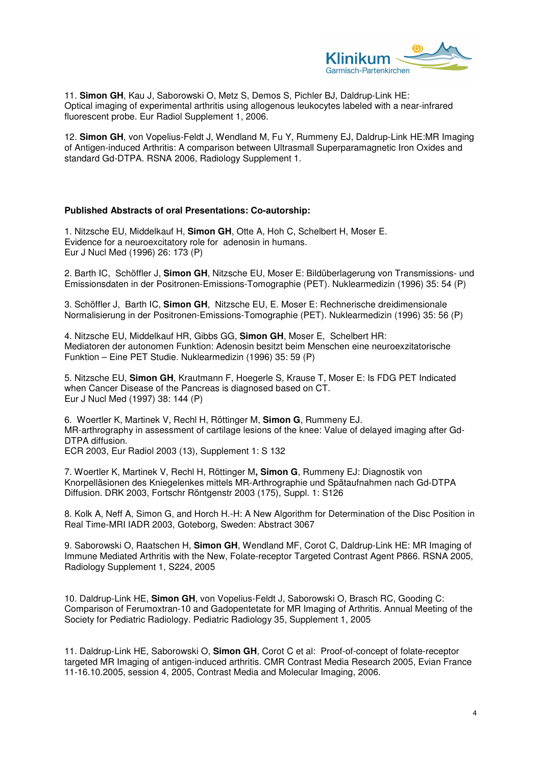11. **Simon GH**, Kau J, Saborowski O, Metz S, Demos S, Pichler BJ, Daldrup-Link HE: Optical imaging of experimental arthritis using allogenous leukocytes labeled with a near-infrared fluorescent probe. Eur Radiol Supplement 1, 2006.

12. **Simon GH**, von Vopelius-Feldt J, Wendland M, Fu Y, Rummeny EJ, Daldrup-Link HE:MR Imaging of Antigen-induced Arthritis: A comparison between Ultrasmall Superparamagnetic Iron Oxides and standard Gd-DTPA. RSNA 2006, Radiology Supplement 1.

**Published Abstracts of oral Presentations: Co-autorship:**

1. Nitzsche EU, Middelkauf H, **Simon GH**, Otte A, Hoh C, Schelbert H, Moser E. Evidence for a neuroexcitatory role for adenosin in humans. Eur J Nucl Med (1996) 26: 173 (P)

2. Barth IC, Schöffler J, **Simon GH**, Nitzsche EU, Moser E: Bildüberlagerung von Transmissions- und Emissionsdaten in der Positronen-Emissions-Tomographie (PET). Nuklearmedizin (1996) 35: 54 (P)

3. Schöffler J, Barth IC, **Simon GH**, Nitzsche EU, E. Moser E: Rechnerische dreidimensionale Normalisierung in der Positronen-Emissions-Tomographie (PET). Nuklearmedizin (1996) 35: 56 (P)

4. Nitzsche EU, Middelkauf HR, Gibbs GG, **Simon GH**, Moser E, Schelbert HR: Mediatoren der autonomen Funktion: Adenosin besitzt beim Menschen eine neuroexzitatorische Funktion – Eine PET Studie. Nuklearmedizin (1996) 35: 59 (P)

5. Nitzsche EU, **Simon GH**, Krautmann F, Hoegerle S, Krause T, Moser E: Is FDG PET Indicated when Cancer Disease of the Pancreas is diagnosed based on CT. Eur J Nucl Med (1997) 38: 144 (P)

6. Woertler K, Martinek V, Rechl H, Röttinger M, **Simon G**, Rummeny EJ. MR-arthrography in assessment of cartilage lesions of the knee: Value of delayed imaging after Gd-DTPA diffusion. ECR 2003, Eur Radiol 2003 (13), Supplement 1: S 132

7. Woertler K, Martinek V, Rechl H, Röttinger M**, Simon G**, Rummeny EJ: Diagnostik von Knorpelläsionen des Kniegelenkes mittels MR-Arthrographie und Spätaufnahmen nach Gd-DTPA Diffusion. DRK 2003, Fortschr Röntgenstr 2003 (175), Suppl. 1: S126

8. Kolk A, Neff A, Simon G, and Horch H.-H: A New Algorithm for Determination of the Disc Position in Real Time-MRI IADR 2003, Goteborg, Sweden: Abstract 3067

9. Saborowski O, Raatschen H, **Simon GH**, Wendland MF, Corot C, Daldrup-Link HE: MR Imaging of Immune Mediated Arthritis with the New, Folate-receptor Targeted Contrast Agent P866. RSNA 2005, Radiology Supplement 1, S224, 2005

10. Daldrup-Link HE, **Simon GH**, von Vopelius-Feldt J, Saborowski O, Brasch RC, Gooding C: Comparison of Ferumoxtran-10 and Gadopentetate for MR Imaging of Arthritis. Annual Meeting of the Society for Pediatric Radiology. Pediatric Radiology 35, Supplement 1, 2005

11. Daldrup-Link HE, Saborowski O, **Simon GH**, Corot C et al: Proof-of-concept of folate-receptor targeted MR Imaging of antigen-induced arthritis. CMR Contrast Media Research 2005, Evian France 11-16.10.2005, session 4, 2005, Contrast Media and Molecular Imaging, 2006.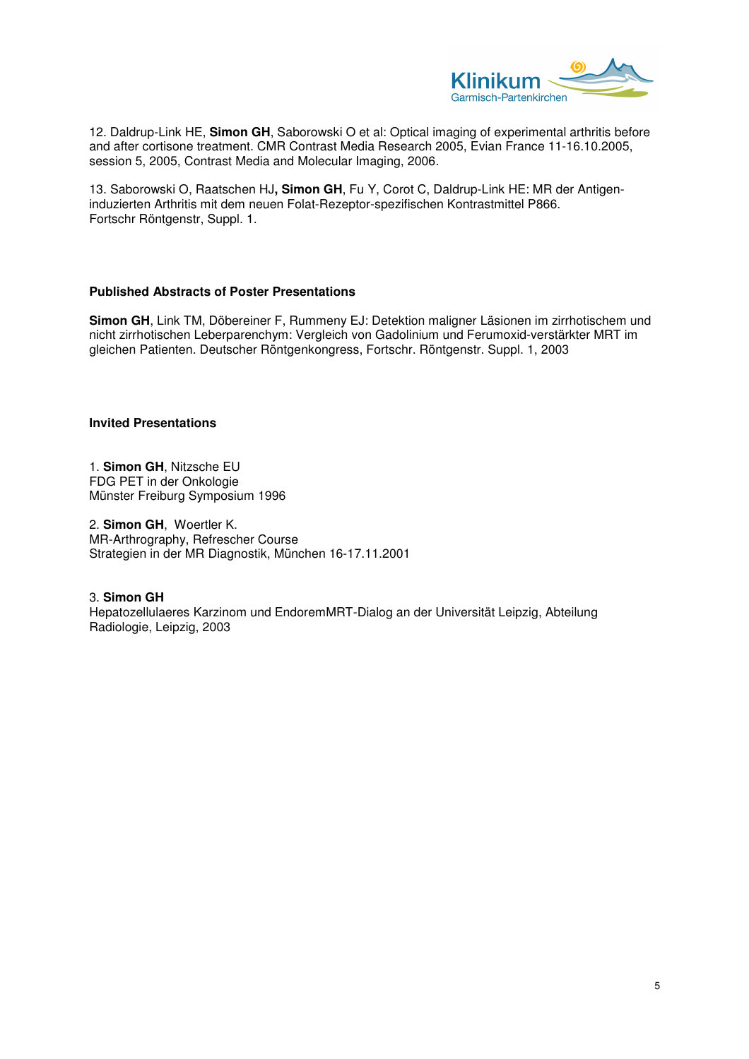12. Daldrup-Link HE, **Simon GH**, Saborowski O et al: Optical imaging of experimental arthritis before and after cortisone treatment. CMR Contrast Media Research 2005, Evian France 11-16.10.2005, session 5, 2005, Contrast Media and Molecular Imaging, 2006.

13. Saborowski O, Raatschen HJ**, Simon GH**, Fu Y, Corot C, Daldrup-Link HE: MR der Antigen-induzierten Arthritis mit dem neuen Folat-Rezeptor-spezifischen Kontrastmittel P866. Fortschr Röntgenstr, Suppl. 1.

**Published Abstracts of Poster Presentations**

**Simon GH**, Link TM, Döbereiner F, Rummeny EJ: Detektion maligner Läsionen im zirrhotischem und nicht zirrhotischen Leberparenchym: Vergleich von Gadolinium und Ferumoxid-verstärkter MRT im gleichen Patienten. Deutscher Röntgenkongress, Fortschr. Röntgenstr. Suppl. 1, 2003

**Invited Presentations**

1. **Simon GH**, Nitzsche EU
FDG PET in der Onkologie
Münster Freiburg Symposium 1996

2. **Simon GH**, Woertler K.
MR-Arthrography, Refrescher Course
Strategien in der MR Diagnostik, München 16-17.11.2001

3. **Simon GH**
Hepatozellulaeres Karzinom und EndoremMRT-Dialog an der Universität Leipzig, Abteilung Radiologie, Leipzig, 2003